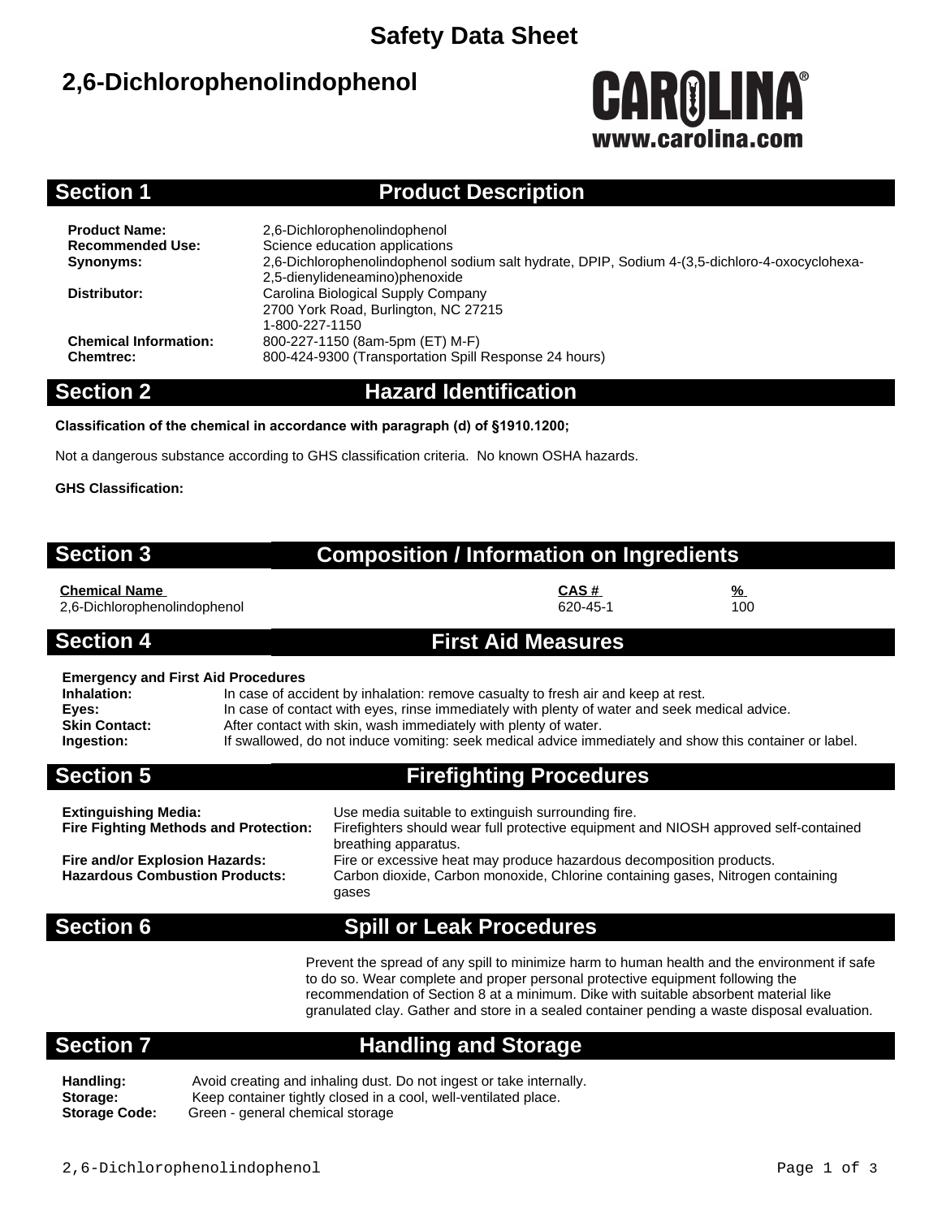# Safety Data Sheet

## 2,6-Dichlorophenolindophenol

CAROLINA®
www.carolina.com

## Section 1 Product Description

**Product Name:** 2,6-Dichlorophenolindophenol
**Recommended Use:** Science education applications
**Synonyms:** 2,6-Dichlorophenolindophenol sodium salt hydrate, DPIP, Sodium 4-(3,5-dichloro-4-oxocyclohexa-2,5-dienylideneamino)phenoxide
**Distributor:** Carolina Biological Supply Company
2700 York Road, Burlington, NC 27215
1-800-227-1150
**Chemical Information:** 800-227-1150 (8am-5pm (ET) M-F)
**Chemtrec:** 800-424-9300 (Transportation Spill Response 24 hours)

## Section 2 Hazard Identification

**Classification of the chemical in accordance with paragraph (d) of §1910.1200;**

Not a dangerous substance according to GHS classification criteria. No known OSHA hazards.

**GHS Classification:**

## Section 3 Composition / Information on Ingredients

| Chemical Name | CAS # | % |
|---|---|---|
| 2,6-Dichlorophenolindophenol | 620-45-1 | 100 |

## Section 4 First Aid Measures

**Emergency and First Aid Procedures**

**Inhalation:** In case of accident by inhalation: remove casualty to fresh air and keep at rest.
**Eyes:** In case of contact with eyes, rinse immediately with plenty of water and seek medical advice.
**Skin Contact:** After contact with skin, wash immediately with plenty of water.
**Ingestion:** If swallowed, do not induce vomiting: seek medical advice immediately and show this container or label.

## Section 5 Firefighting Procedures

**Extinguishing Media:** Use media suitable to extinguish surrounding fire.
**Fire Fighting Methods and Protection:** Firefighters should wear full protective equipment and NIOSH approved self-contained breathing apparatus.
**Fire and/or Explosion Hazards:** Fire or excessive heat may produce hazardous decomposition products.
**Hazardous Combustion Products:** Carbon dioxide, Carbon monoxide, Chlorine containing gases, Nitrogen containing gases

## Section 6 Spill or Leak Procedures

Prevent the spread of any spill to minimize harm to human health and the environment if safe to do so. Wear complete and proper personal protective equipment following the recommendation of Section 8 at a minimum. Dike with suitable absorbent material like granulated clay. Gather and store in a sealed container pending a waste disposal evaluation.

## Section 7 Handling and Storage

**Handling:** Avoid creating and inhaling dust. Do not ingest or take internally.
**Storage:** Keep container tightly closed in a cool, well-ventilated place.
**Storage Code:** Green - general chemical storage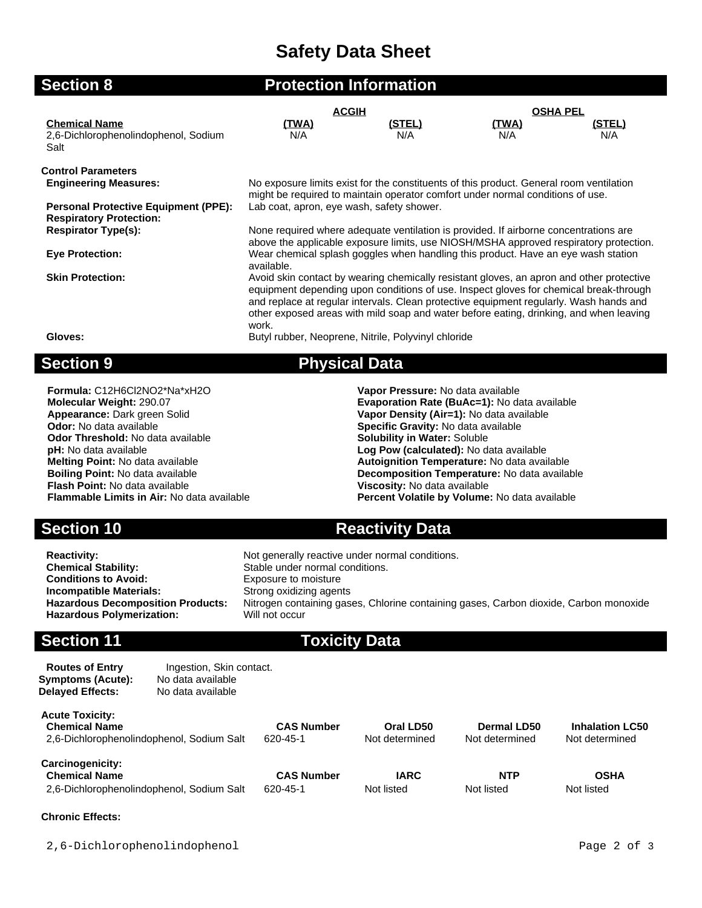# Safety Data Sheet

## Section 8 Protection Information

| Chemical Name | ACGIH (TWA) | ACGIH (STEL) | OSHA PEL (TWA) | OSHA PEL (STEL) |
|---|---|---|---|---|
| 2,6-Dichlorophenolindophenol, Sodium Salt | N/A | N/A | N/A | N/A |

**Control Parameters**

**Engineering Measures:** No exposure limits exist for the constituents of this product. General room ventilation might be required to maintain operator comfort under normal conditions of use.

**Personal Protective Equipment (PPE):** Lab coat, apron, eye wash, safety shower.

**Respiratory Protection:**

**Respirator Type(s):** None required where adequate ventilation is provided. If airborne concentrations are above the applicable exposure limits, use NIOSH/MSHA approved respiratory protection.

**Eye Protection:** Wear chemical splash goggles when handling this product. Have an eye wash station available.

**Skin Protection:** Avoid skin contact by wearing chemically resistant gloves, an apron and other protective equipment depending upon conditions of use. Inspect gloves for chemical break-through and replace at regular intervals. Clean protective equipment regularly. Wash hands and other exposed areas with mild soap and water before eating, drinking, and when leaving work.

**Gloves:** Butyl rubber, Neoprene, Nitrile, Polyvinyl chloride

## Section 9 Physical Data

**Formula:** C12H6Cl2NO2*Na*xH2O
**Molecular Weight:** 290.07
**Appearance:** Dark green Solid
**Odor:** No data available
**Odor Threshold:** No data available
**pH:** No data available
**Melting Point:** No data available
**Boiling Point:** No data available
**Flash Point:** No data available
**Flammable Limits in Air:** No data available

**Vapor Pressure:** No data available
**Evaporation Rate (BuAc=1):** No data available
**Vapor Density (Air=1):** No data available
**Specific Gravity:** No data available
**Solubility in Water:** Soluble
**Log Pow (calculated):** No data available
**Autoignition Temperature:** No data available
**Decomposition Temperature:** No data available
**Viscosity:** No data available
**Percent Volatile by Volume:** No data available

## Section 10 Reactivity Data

**Reactivity:** Not generally reactive under normal conditions.
**Chemical Stability:** Stable under normal conditions.
**Conditions to Avoid:** Exposure to moisture
**Incompatible Materials:** Strong oxidizing agents
**Hazardous Decomposition Products:** Nitrogen containing gases, Chlorine containing gases, Carbon dioxide, Carbon monoxide
**Hazardous Polymerization:** Will not occur

## Section 11 Toxicity Data

**Routes of Entry** Ingestion, Skin contact.
**Symptoms (Acute):** No data available
**Delayed Effects:** No data available

**Acute Toxicity:**

| Chemical Name | CAS Number | Oral LD50 | Dermal LD50 | Inhalation LC50 |
|---|---|---|---|---|
| 2,6-Dichlorophenolindophenol, Sodium Salt | 620-45-1 | Not determined | Not determined | Not determined |

**Carcinogenicity:**

| Chemical Name | CAS Number | IARC | NTP | OSHA |
|---|---|---|---|---|
| 2,6-Dichlorophenolindophenol, Sodium Salt | 620-45-1 | Not listed | Not listed | Not listed |

**Chronic Effects:**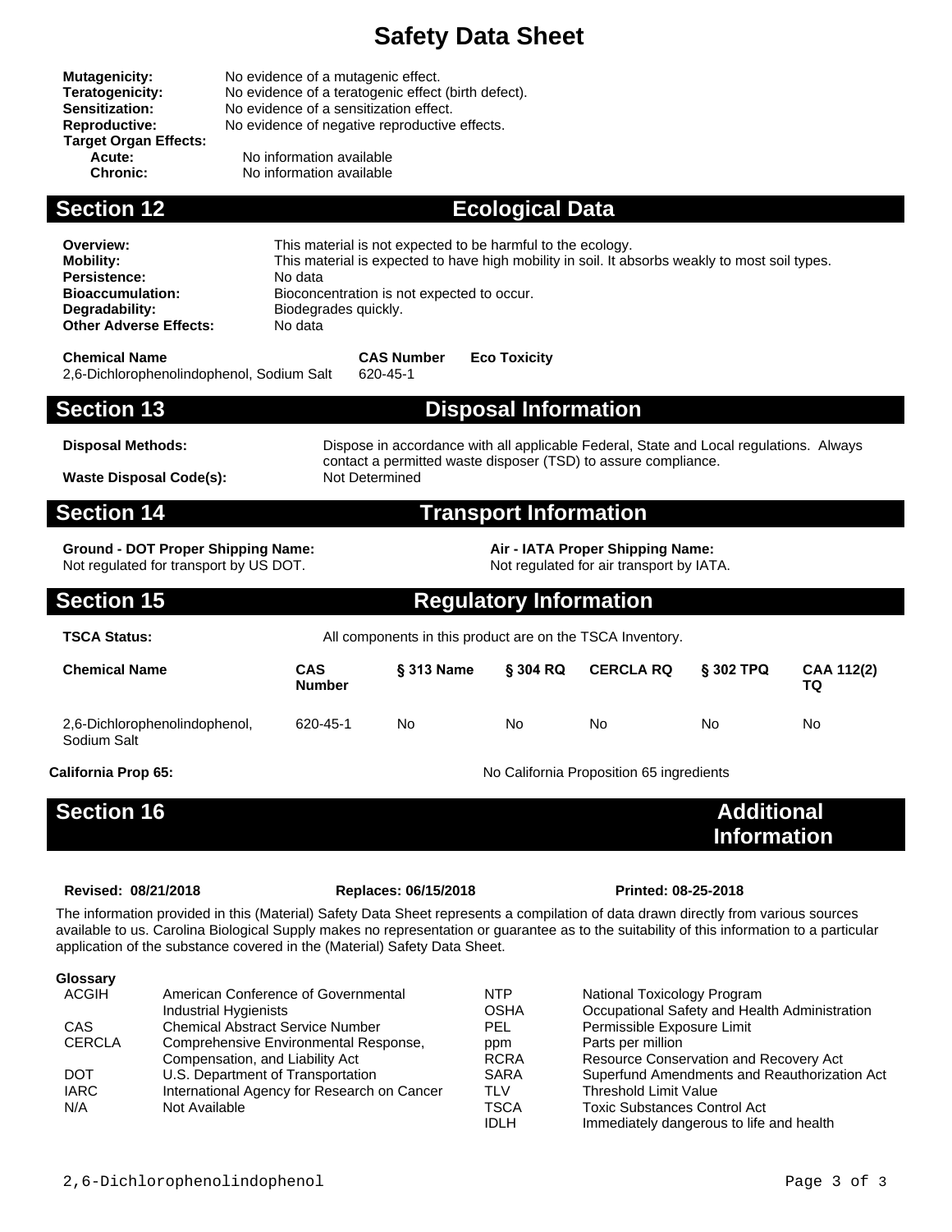# Safety Data Sheet

**Mutagenicity:** No evidence of a mutagenic effect.
**Teratogenicity:** No evidence of a teratogenic effect (birth defect).
**Sensitization:** No evidence of a sensitization effect.
**Reproductive:** No evidence of negative reproductive effects.
**Target Organ Effects:**
**Acute:** No information available
**Chronic:** No information available

## Section 12 Ecological Data

**Overview:** This material is not expected to be harmful to the ecology.
**Mobility:** This material is expected to have high mobility in soil. It absorbs weakly to most soil types.
**Persistence:** No data
**Bioaccumulation:** Bioconcentration is not expected to occur.
**Degradability:** Biodegrades quickly.
**Other Adverse Effects:** No data

| Chemical Name | CAS Number | Eco Toxicity |
|---|---|---|
| 2,6-Dichlorophenolindophenol, Sodium Salt | 620-45-1 | |

## Section 13 Disposal Information

**Disposal Methods:** Dispose in accordance with all applicable Federal, State and Local regulations. Always contact a permitted waste disposer (TSD) to assure compliance.

**Waste Disposal Code(s):** Not Determined

## Section 14 Transport Information

**Ground - DOT Proper Shipping Name:**
Not regulated for transport by US DOT.

**Air - IATA Proper Shipping Name:**
Not regulated for air transport by IATA.

## Section 15 Regulatory Information

**TSCA Status:** All components in this product are on the TSCA Inventory.

| Chemical Name | CAS Number | § 313 Name | § 304 RQ | CERCLA RQ | § 302 TPQ | CAA 112(2) TQ |
|---|---|---|---|---|---|---|
| 2,6-Dichlorophenolindophenol, Sodium Salt | 620-45-1 | No | No | No | No | No |

**California Prop 65:** No California Proposition 65 ingredients

## Section 16 Additional Information

**Revised: 08/21/2018** **Replaces: 06/15/2018** **Printed: 08-25-2018**

The information provided in this (Material) Safety Data Sheet represents a compilation of data drawn directly from various sources available to us. Carolina Biological Supply makes no representation or guarantee as to the suitability of this information to a particular application of the substance covered in the (Material) Safety Data Sheet.

**Glossary**

| | |
|---|---|
| ACGIH | American Conference of Governmental Industrial Hygienists |
| CAS | Chemical Abstract Service Number |
| CERCLA | Comprehensive Environmental Response, Compensation, and Liability Act |
| DOT | U.S. Department of Transportation |
| IARC | International Agency for Research on Cancer |
| N/A | Not Available |
| NTP | National Toxicology Program |
| OSHA | Occupational Safety and Health Administration |
| PEL | Permissible Exposure Limit |
| ppm | Parts per million |
| RCRA | Resource Conservation and Recovery Act |
| SARA | Superfund Amendments and Reauthorization Act |
| TLV | Threshold Limit Value |
| TSCA | Toxic Substances Control Act |
| IDLH | Immediately dangerous to life and health |